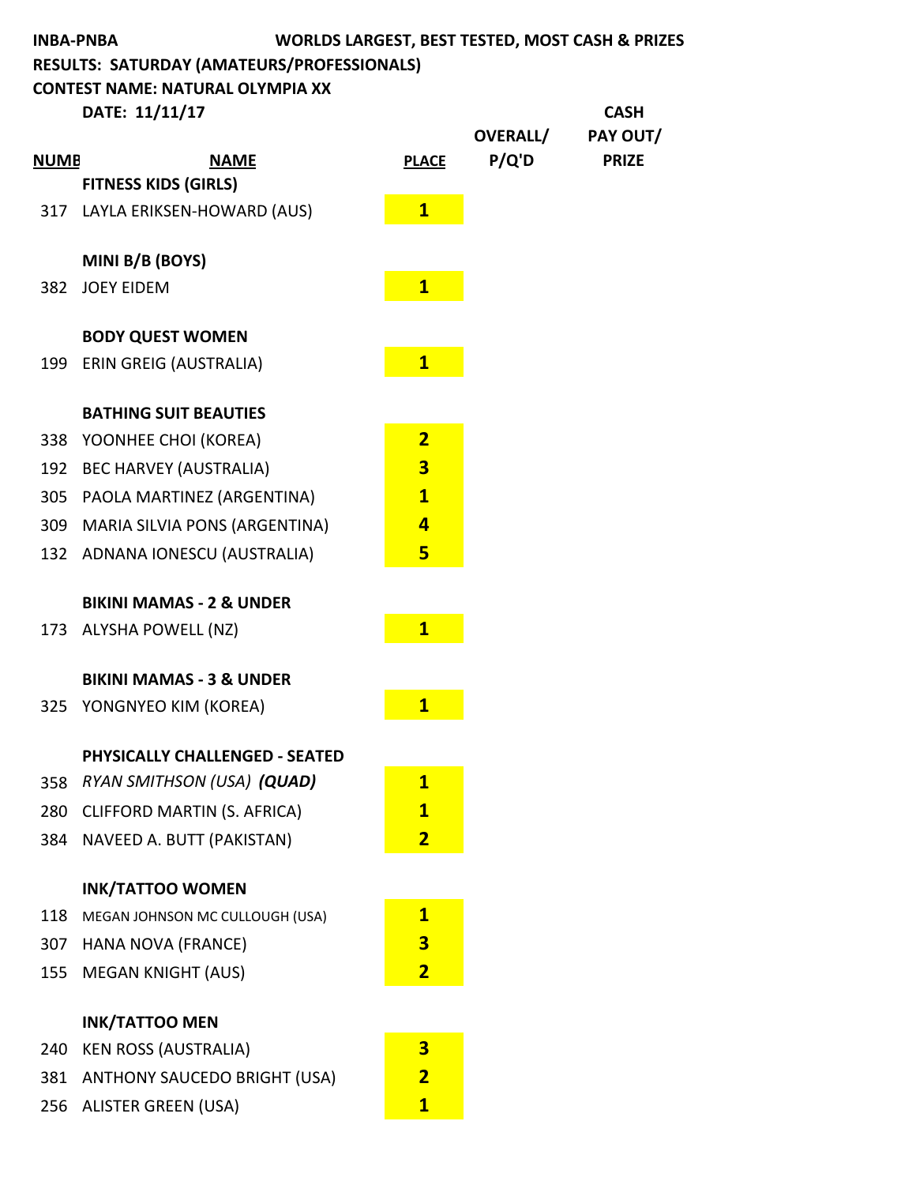**INBA-PNBA** WORLDS LARGEST, BEST TESTED, MOST CASH & PRIZES

**RESULTS: SATURDAY (AMATEURS/PROFESSIONALS)**

**CONTEST NAME: NATURAL OLYMPIA XX**

**DATE: 11/11/17**

| NUMB | NAME | PLACE | OVERALL/ P/Q'D | CASH PAY OUT/ PRIZE |
|---|---|---|---|---|
| | **FITNESS KIDS (GIRLS)** | | | |
| 317 | LAYLA ERIKSEN-HOWARD (AUS) | 1 | | |
| | | | | |
| | **MINI B/B (BOYS)** | | | |
| 382 | JOEY EIDEM | 1 | | |
| | | | | |
| | **BODY QUEST WOMEN** | | | |
| 199 | ERIN GREIG (AUSTRALIA) | 1 | | |
| | | | | |
| | **BATHING SUIT BEAUTIES** | | | |
| 338 | YOONHEE CHOI (KOREA) | 2 | | |
| 192 | BEC HARVEY (AUSTRALIA) | 3 | | |
| 305 | PAOLA MARTINEZ (ARGENTINA) | 1 | | |
| 309 | MARIA SILVIA PONS (ARGENTINA) | 4 | | |
| 132 | ADNANA IONESCU (AUSTRALIA) | 5 | | |
| | | | | |
| | **BIKINI MAMAS - 2 & UNDER** | | | |
| 173 | ALYSHA POWELL (NZ) | 1 | | |
| | | | | |
| | **BIKINI MAMAS - 3 & UNDER** | | | |
| 325 | YONGNYEO KIM (KOREA) | 1 | | |
| | | | | |
| | **PHYSICALLY CHALLENGED - SEATED** | | | |
| 358 | *RYAN SMITHSON (USA)* ***(QUAD)*** | 1 | | |
| 280 | CLIFFORD MARTIN (S. AFRICA) | 1 | | |
| 384 | NAVEED A. BUTT (PAKISTAN) | 2 | | |
| | | | | |
| | **INK/TATTOO WOMEN** | | | |
| 118 | MEGAN JOHNSON MC CULLOUGH (USA) | 1 | | |
| 307 | HANA NOVA (FRANCE) | 3 | | |
| 155 | MEGAN KNIGHT (AUS) | 2 | | |
| | | | | |
| | **INK/TATTOO MEN** | | | |
| 240 | KEN ROSS (AUSTRALIA) | 3 | | |
| 381 | ANTHONY SAUCEDO BRIGHT (USA) | 2 | | |
| 256 | ALISTER GREEN (USA) | 1 | | |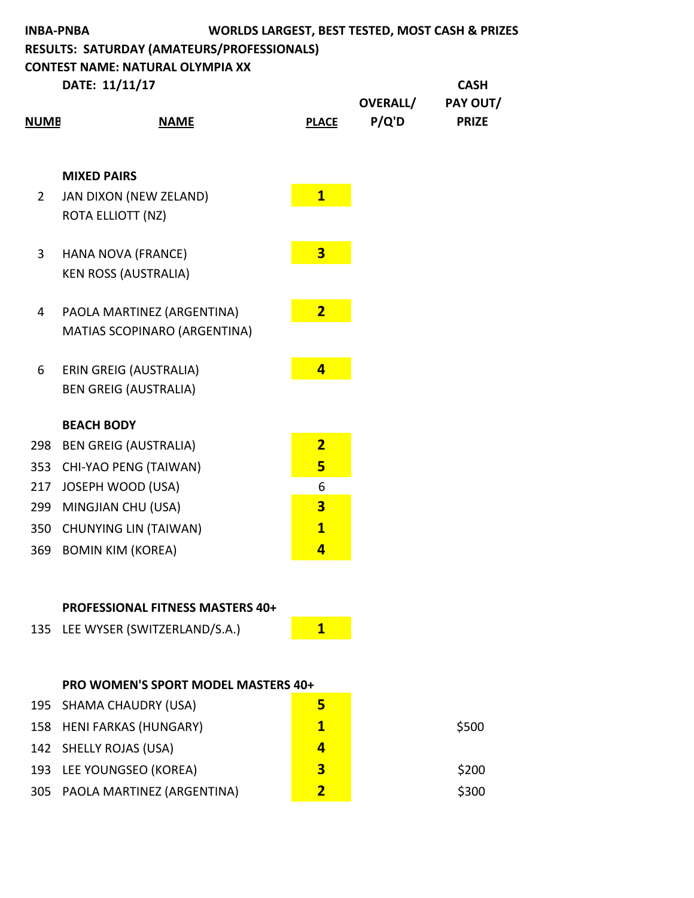**INBA-PNBA** WORLDS LARGEST, BEST TESTED, MOST CASH & PRIZES

**RESULTS: SATURDAY (AMATEURS/PROFESSIONALS)**

**CONTEST NAME: NATURAL OLYMPIA XX**

**DATE: 11/11/17**

| NUMB | NAME | PLACE | OVERALL/ P/Q'D | CASH PAY OUT/ PRIZE |
|---|---|---|---|---|
| | **MIXED PAIRS** | | | |
| 2 | JAN DIXON (NEW ZELAND) | 1 | | |
| | ROTA ELLIOTT (NZ) | | | |
| 3 | HANA NOVA (FRANCE) | 3 | | |
| | KEN ROSS (AUSTRALIA) | | | |
| 4 | PAOLA MARTINEZ (ARGENTINA) | 2 | | |
| | MATIAS SCOPINARO (ARGENTINA) | | | |
| 6 | ERIN GREIG (AUSTRALIA) | 4 | | |
| | BEN GREIG (AUSTRALIA) | | | |
| | **BEACH BODY** | | | |
| 298 | BEN GREIG (AUSTRALIA) | 2 | | |
| 353 | CHI-YAO PENG (TAIWAN) | 5 | | |
| 217 | JOSEPH WOOD (USA) | 6 | | |
| 299 | MINGJIAN CHU (USA) | 3 | | |
| 350 | CHUNYING LIN (TAIWAN) | 1 | | |
| 369 | BOMIN KIM (KOREA) | 4 | | |
| | **PROFESSIONAL FITNESS MASTERS 40+** | | | |
| 135 | LEE WYSER (SWITZERLAND/S.A.) | 1 | | |
| | **PRO WOMEN'S SPORT MODEL MASTERS 40+** | | | |
| 195 | SHAMA CHAUDRY (USA) | 5 | | |
| 158 | HENI FARKAS (HUNGARY) | 1 | | $500 |
| 142 | SHELLY ROJAS (USA) | 4 | | |
| 193 | LEE YOUNGSEO (KOREA) | 3 | | $200 |
| 305 | PAOLA MARTINEZ (ARGENTINA) | 2 | | $300 |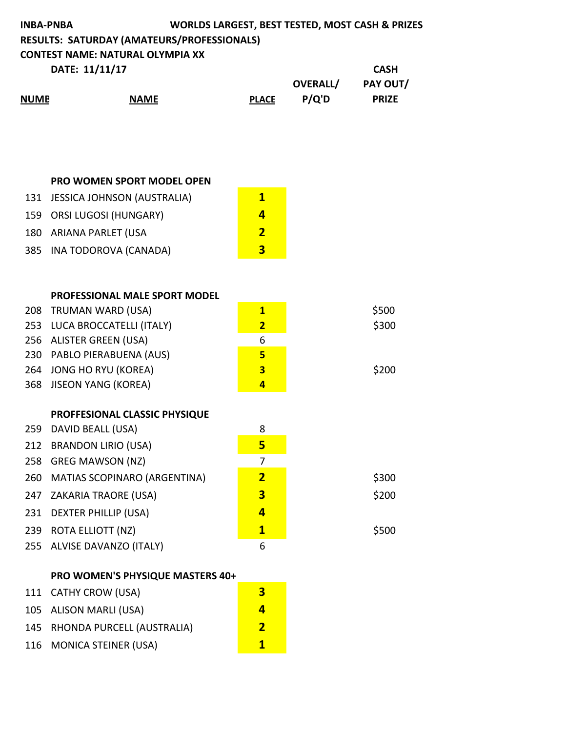**INBA-PNBA** **WORLDS LARGEST, BEST TESTED, MOST CASH & PRIZES**

**RESULTS: SATURDAY (AMATEURS/PROFESSIONALS)**

**CONTEST NAME: NATURAL OLYMPIA XX**

**DATE: 11/11/17**

| NUMB | NAME | PLACE | OVERALL/ P/Q'D | CASH PAY OUT/ PRIZE |
|---|---|---|---|---|
| | **PRO WOMEN SPORT MODEL OPEN** | | | |
| 131 | JESSICA JOHNSON (AUSTRALIA) | **1** | | |
| 159 | ORSI LUGOSI (HUNGARY) | **4** | | |
| 180 | ARIANA PARLET (USA | **2** | | |
| 385 | INA TODOROVA (CANADA) | **3** | | |
| | **PROFESSIONAL MALE SPORT MODEL** | | | |
| 208 | TRUMAN WARD (USA) | **1** | | $500 |
| 253 | LUCA BROCCATELLI (ITALY) | **2** | | $300 |
| 256 | ALISTER GREEN (USA) | 6 | | |
| 230 | PABLO PIERABUENA (AUS) | **5** | | |
| 264 | JONG HO RYU (KOREA) | **3** | | $200 |
| 368 | JISEON YANG (KOREA) | **4** | | |
| | **PROFFESIONAL CLASSIC PHYSIQUE** | | | |
| 259 | DAVID BEALL (USA) | 8 | | |
| 212 | BRANDON LIRIO (USA) | **5** | | |
| 258 | GREG MAWSON (NZ) | 7 | | |
| 260 | MATIAS SCOPINARO (ARGENTINA) | **2** | | $300 |
| 247 | ZAKARIA TRAORE (USA) | **3** | | $200 |
| 231 | DEXTER PHILLIP (USA) | **4** | | |
| 239 | ROTA ELLIOTT (NZ) | **1** | | $500 |
| 255 | ALVISE DAVANZO (ITALY) | 6 | | |
| | **PRO WOMEN'S PHYSIQUE MASTERS 40+** | | | |
| 111 | CATHY CROW (USA) | **3** | | |
| 105 | ALISON MARLI (USA) | **4** | | |
| 145 | RHONDA PURCELL (AUSTRALIA) | **2** | | |
| 116 | MONICA STEINER (USA) | **1** | | |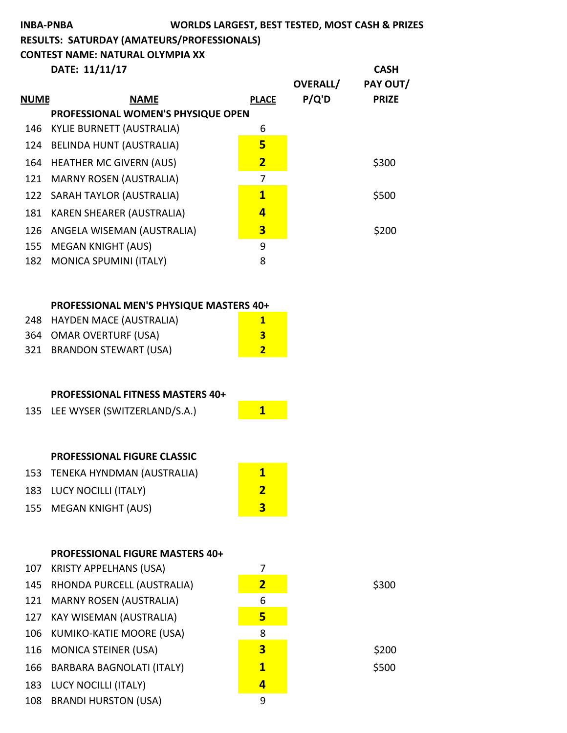**INBA-PNBA** **WORLDS LARGEST, BEST TESTED, MOST CASH & PRIZES**

**RESULTS: SATURDAY (AMATEURS/PROFESSIONALS)**

**CONTEST NAME: NATURAL OLYMPIA XX**

**DATE: 11/11/17**

| NUMB | NAME | PLACE | OVERALL/ P/Q'D | CASH PAY OUT/ PRIZE |
|---|---|---|---|---|
| | **PROFESSIONAL WOMEN'S PHYSIQUE OPEN** | | | |
| 146 | KYLIE BURNETT (AUSTRALIA) | 6 | | |
| 124 | BELINDA HUNT (AUSTRALIA) | **5** | | |
| 164 | HEATHER MC GIVERN (AUS) | **2** | | $300 |
| 121 | MARNY ROSEN (AUSTRALIA) | 7 | | |
| 122 | SARAH TAYLOR (AUSTRALIA) | **1** | | $500 |
| 181 | KAREN SHEARER (AUSTRALIA) | **4** | | |
| 126 | ANGELA WISEMAN (AUSTRALIA) | **3** | | $200 |
| 155 | MEGAN KNIGHT (AUS) | 9 | | |
| 182 | MONICA SPUMINI (ITALY) | 8 | | |
| | | | | |
| | **PROFESSIONAL MEN'S PHYSIQUE MASTERS 40+** | | | |
| 248 | HAYDEN MACE (AUSTRALIA) | **1** | | |
| 364 | OMAR OVERTURF (USA) | **3** | | |
| 321 | BRANDON STEWART (USA) | **2** | | |
| | | | | |
| | **PROFESSIONAL FITNESS MASTERS 40+** | | | |
| 135 | LEE WYSER (SWITZERLAND/S.A.) | **1** | | |
| | | | | |
| | **PROFESSIONAL FIGURE CLASSIC** | | | |
| 153 | TENEKA HYNDMAN (AUSTRALIA) | **1** | | |
| 183 | LUCY NOCILLI (ITALY) | **2** | | |
| 155 | MEGAN KNIGHT (AUS) | **3** | | |
| | | | | |
| | **PROFESSIONAL FIGURE MASTERS 40+** | | | |
| 107 | KRISTY APPELHANS (USA) | 7 | | |
| 145 | RHONDA PURCELL (AUSTRALIA) | **2** | | $300 |
| 121 | MARNY ROSEN (AUSTRALIA) | 6 | | |
| 127 | KAY WISEMAN (AUSTRALIA) | **5** | | |
| 106 | KUMIKO-KATIE MOORE (USA) | 8 | | |
| 116 | MONICA STEINER (USA) | **3** | | $200 |
| 166 | BARBARA BAGNOLATI (ITALY) | **1** | | $500 |
| 183 | LUCY NOCILLI (ITALY) | **4** | | |
| 108 | BRANDI HURSTON (USA) | 9 | | |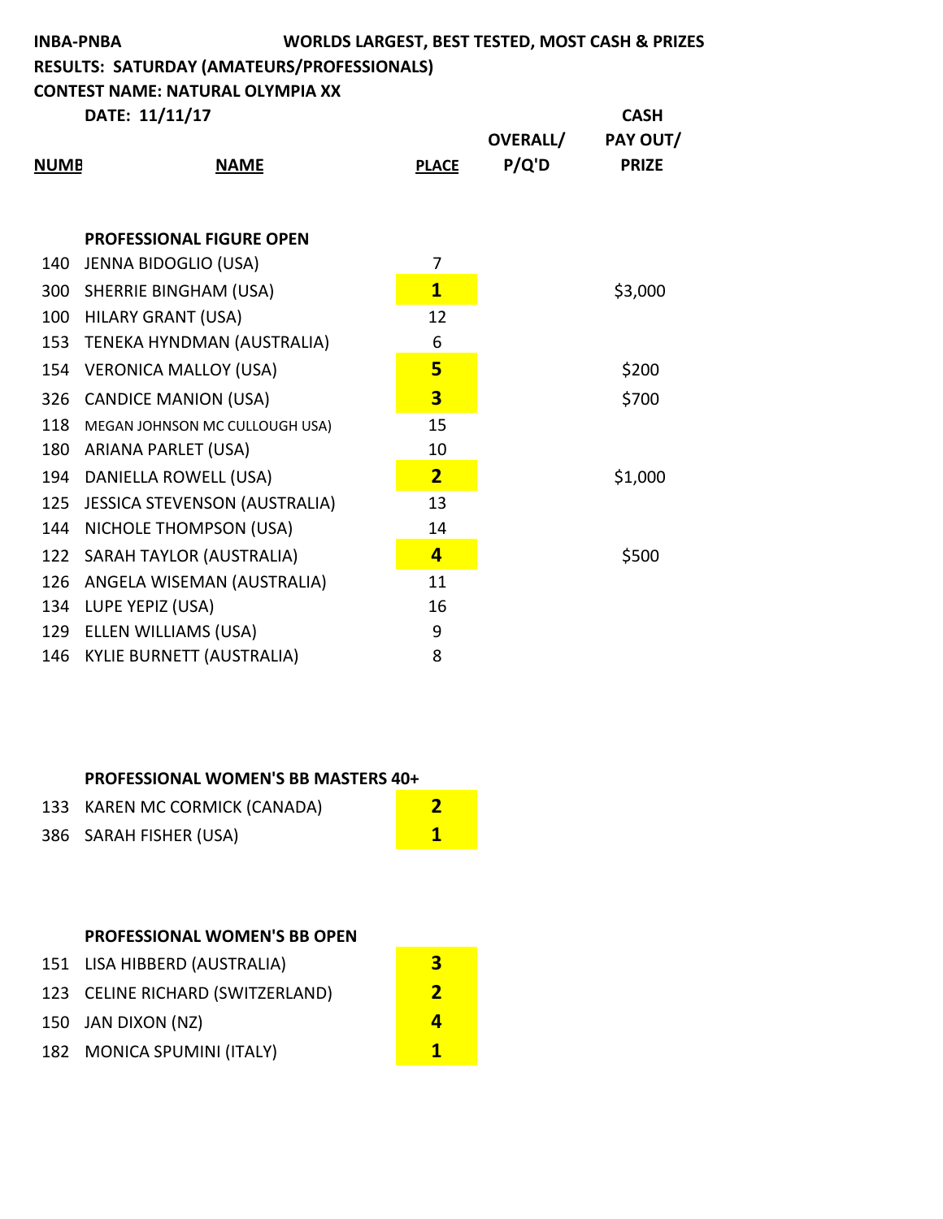**INBA-PNBA** **WORLDS LARGEST, BEST TESTED, MOST CASH & PRIZES**

**RESULTS: SATURDAY (AMATEURS/PROFESSIONALS)**

**CONTEST NAME: NATURAL OLYMPIA XX**

**DATE: 11/11/17**

| NUMB | NAME | PLACE | OVERALL/ P/Q'D | CASH PAY OUT/ PRIZE |
|---|---|---|---|---|
| | **PROFESSIONAL FIGURE OPEN** | | | |
| 140 | JENNA BIDOGLIO (USA) | 7 | | |
| 300 | SHERRIE BINGHAM (USA) | **1** | | $3,000 |
| 100 | HILARY GRANT (USA) | 12 | | |
| 153 | TENEKA HYNDMAN (AUSTRALIA) | 6 | | |
| 154 | VERONICA MALLOY (USA) | **5** | | $200 |
| 326 | CANDICE MANION (USA) | **3** | | $700 |
| 118 | MEGAN JOHNSON MC CULLOUGH USA) | 15 | | |
| 180 | ARIANA PARLET (USA) | 10 | | |
| 194 | DANIELLA ROWELL (USA) | **2** | | $1,000 |
| 125 | JESSICA STEVENSON (AUSTRALIA) | 13 | | |
| 144 | NICHOLE THOMPSON (USA) | 14 | | |
| 122 | SARAH TAYLOR (AUSTRALIA) | **4** | | $500 |
| 126 | ANGELA WISEMAN (AUSTRALIA) | 11 | | |
| 134 | LUPE YEPIZ (USA) | 16 | | |
| 129 | ELLEN WILLIAMS (USA) | 9 | | |
| 146 | KYLIE BURNETT (AUSTRALIA) | 8 | | |
| | **PROFESSIONAL WOMEN'S BB MASTERS 40+** | | | |
| 133 | KAREN MC CORMICK (CANADA) | **2** | | |
| 386 | SARAH FISHER (USA) | **1** | | |
| | **PROFESSIONAL WOMEN'S BB OPEN** | | | |
| 151 | LISA HIBBERD (AUSTRALIA) | **3** | | |
| 123 | CELINE RICHARD (SWITZERLAND) | **2** | | |
| 150 | JAN DIXON (NZ) | **4** | | |
| 182 | MONICA SPUMINI (ITALY) | **1** | | |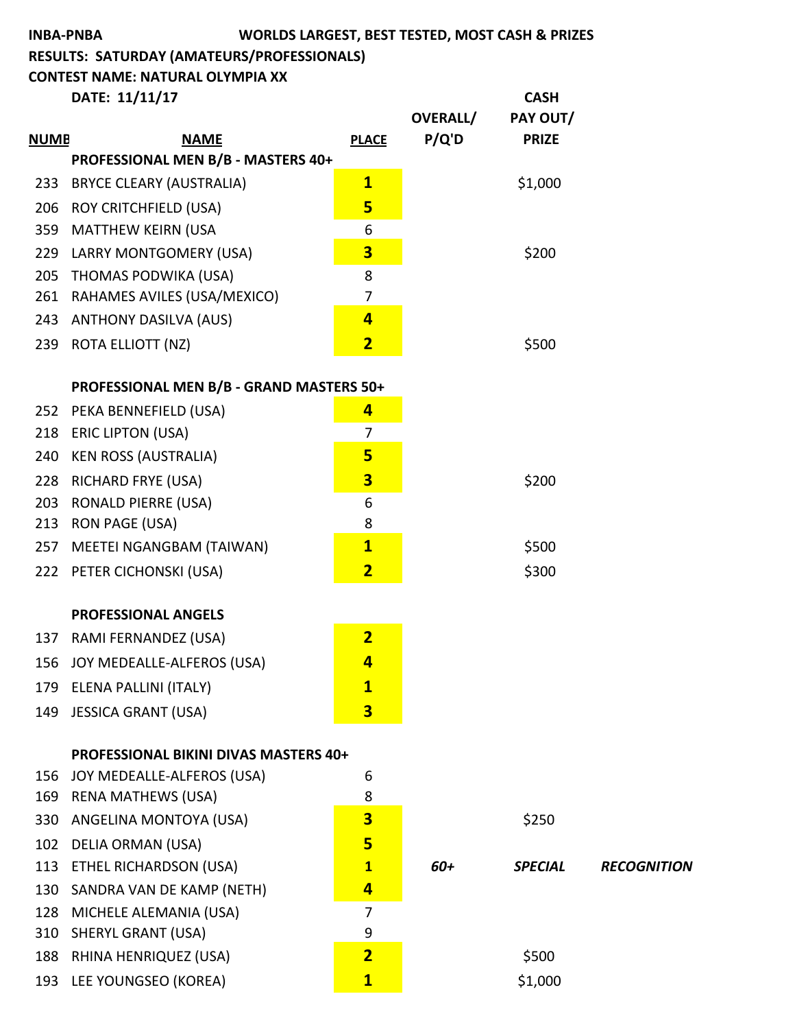INBA-PNBA — WORLDS LARGEST, BEST TESTED, MOST CASH & PRIZES

RESULTS: SATURDAY (AMATEURS/PROFESSIONALS)

CONTEST NAME: NATURAL OLYMPIA XX

DATE: 11/11/17

| NUMB | NAME | PLACE | OVERALL/ P/Q'D | CASH PAY OUT/ PRIZE | |
|---|---|---|---|---|---|
| | **PROFESSIONAL MEN B/B - MASTERS 40+** | | | | |
| 233 | BRYCE CLEARY (AUSTRALIA) | **1** | | $1,000 | |
| 206 | ROY CRITCHFIELD (USA) | **5** | | | |
| 359 | MATTHEW KEIRN (USA | 6 | | | |
| 229 | LARRY MONTGOMERY (USA) | **3** | | $200 | |
| 205 | THOMAS PODWIKA (USA) | 8 | | | |
| 261 | RAHAMES AVILES (USA/MEXICO) | 7 | | | |
| 243 | ANTHONY DASILVA (AUS) | **4** | | | |
| 239 | ROTA ELLIOTT (NZ) | **2** | | $500 | |
| | | | | | |
| | **PROFESSIONAL MEN B/B - GRAND MASTERS 50+** | | | | |
| 252 | PEKA BENNEFIELD (USA) | **4** | | | |
| 218 | ERIC LIPTON (USA) | 7 | | | |
| 240 | KEN ROSS (AUSTRALIA) | **5** | | | |
| 228 | RICHARD FRYE (USA) | **3** | | $200 | |
| 203 | RONALD PIERRE (USA) | 6 | | | |
| 213 | RON PAGE (USA) | 8 | | | |
| 257 | MEETEI NGANGBAM (TAIWAN) | **1** | | $500 | |
| 222 | PETER CICHONSKI (USA) | **2** | | $300 | |
| | | | | | |
| | **PROFESSIONAL ANGELS** | | | | |
| 137 | RAMI FERNANDEZ (USA) | **2** | | | |
| 156 | JOY MEDEALLE-ALFEROS (USA) | **4** | | | |
| 179 | ELENA PALLINI (ITALY) | **1** | | | |
| 149 | JESSICA GRANT (USA) | **3** | | | |
| | | | | | |
| | **PROFESSIONAL BIKINI DIVAS MASTERS 40+** | | | | |
| 156 | JOY MEDEALLE-ALFEROS (USA) | 6 | | | |
| 169 | RENA MATHEWS (USA) | 8 | | | |
| 330 | ANGELINA MONTOYA (USA) | **3** | | $250 | |
| 102 | DELIA ORMAN (USA) | **5** | | | |
| 113 | ETHEL RICHARDSON (USA) | **1** | ***60+*** | ***SPECIAL*** | ***RECOGNITION*** |
| 130 | SANDRA VAN DE KAMP (NETH) | **4** | | | |
| 128 | MICHELE ALEMANIA (USA) | 7 | | | |
| 310 | SHERYL GRANT (USA) | 9 | | | |
| 188 | RHINA HENRIQUEZ (USA) | **2** | | $500 | |
| 193 | LEE YOUNGSEO (KOREA) | **1** | | $1,000 | |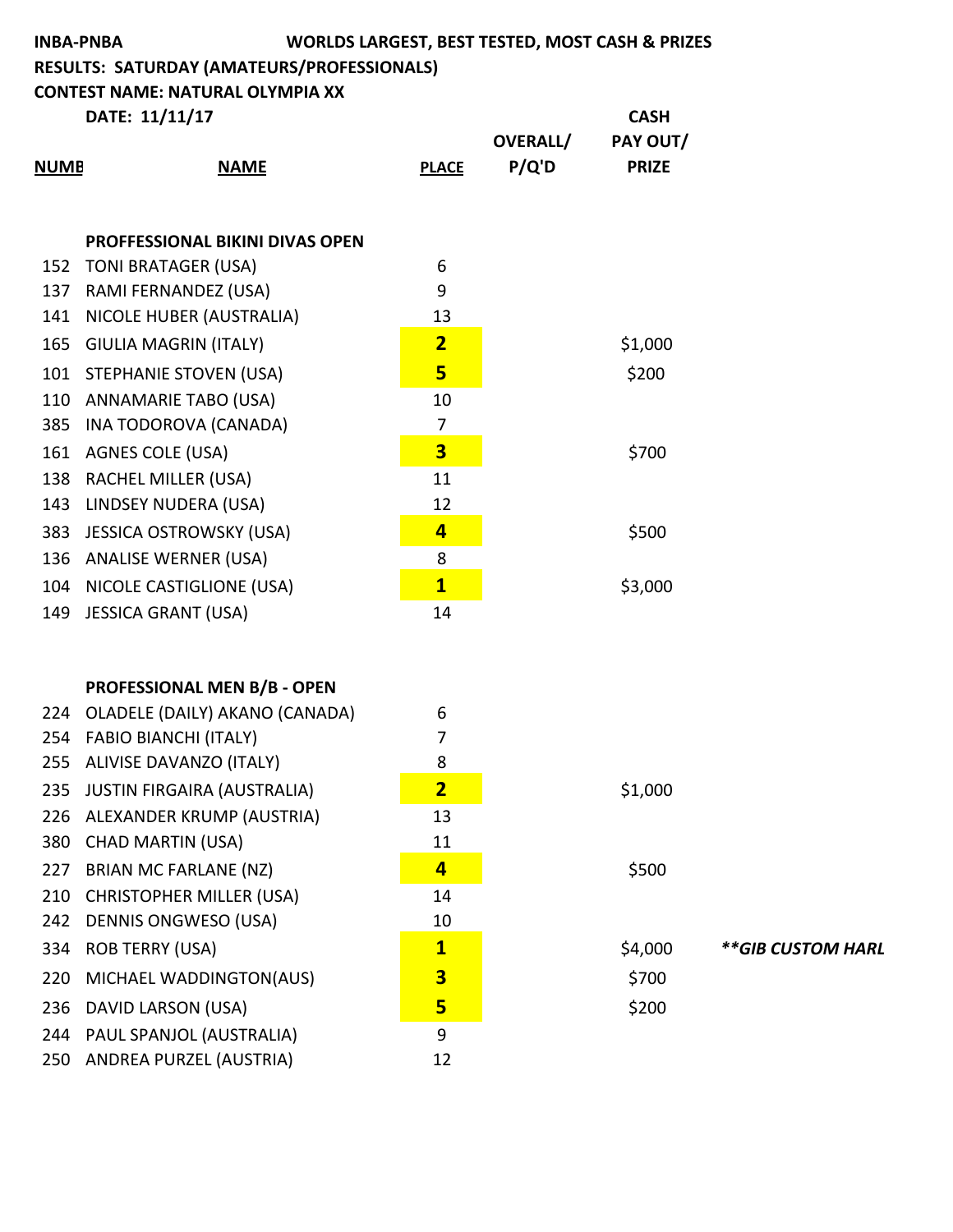**INBA-PNBA** **WORLDS LARGEST, BEST TESTED, MOST CASH & PRIZES**

**RESULTS: SATURDAY (AMATEURS/PROFESSIONALS)**

**CONTEST NAME: NATURAL OLYMPIA XX**

**DATE: 11/11/17**

| NUMB | NAME | PLACE | OVERALL/ P/Q'D | CASH PAY OUT/ PRIZE | |
|---|---|---|---|---|---|
| | **PROFFESSIONAL BIKINI DIVAS OPEN** | | | | |
| 152 | TONI BRATAGER (USA) | 6 | | | |
| 137 | RAMI FERNANDEZ (USA) | 9 | | | |
| 141 | NICOLE HUBER (AUSTRALIA) | 13 | | | |
| 165 | GIULIA MAGRIN (ITALY) | **2** | | $1,000 | |
| 101 | STEPHANIE STOVEN (USA) | **5** | | $200 | |
| 110 | ANNAMARIE TABO (USA) | 10 | | | |
| 385 | INA TODOROVA (CANADA) | 7 | | | |
| 161 | AGNES COLE (USA) | **3** | | $700 | |
| 138 | RACHEL MILLER (USA) | 11 | | | |
| 143 | LINDSEY NUDERA (USA) | 12 | | | |
| 383 | JESSICA OSTROWSKY (USA) | **4** | | $500 | |
| 136 | ANALISE WERNER (USA) | 8 | | | |
| 104 | NICOLE CASTIGLIONE (USA) | **1** | | $3,000 | |
| 149 | JESSICA GRANT (USA) | 14 | | | |
| | **PROFESSIONAL MEN B/B - OPEN** | | | | |
| 224 | OLADELE (DAILY) AKANO (CANADA) | 6 | | | |
| 254 | FABIO BIANCHI (ITALY) | 7 | | | |
| 255 | ALIVISE DAVANZO (ITALY) | 8 | | | |
| 235 | JUSTIN FIRGAIRA (AUSTRALIA) | **2** | | $1,000 | |
| 226 | ALEXANDER KRUMP (AUSTRIA) | 13 | | | |
| 380 | CHAD MARTIN (USA) | 11 | | | |
| 227 | BRIAN MC FARLANE (NZ) | **4** | | $500 | |
| 210 | CHRISTOPHER MILLER (USA) | 14 | | | |
| 242 | DENNIS ONGWESO (USA) | 10 | | | |
| 334 | ROB TERRY (USA) | **1** | | $4,000 | ***\*\*GIB CUSTOM HARL*** |
| 220 | MICHAEL WADDINGTON(AUS) | **3** | | $700 | |
| 236 | DAVID LARSON (USA) | **5** | | $200 | |
| 244 | PAUL SPANJOL (AUSTRALIA) | 9 | | | |
| 250 | ANDREA PURZEL (AUSTRIA) | 12 | | | |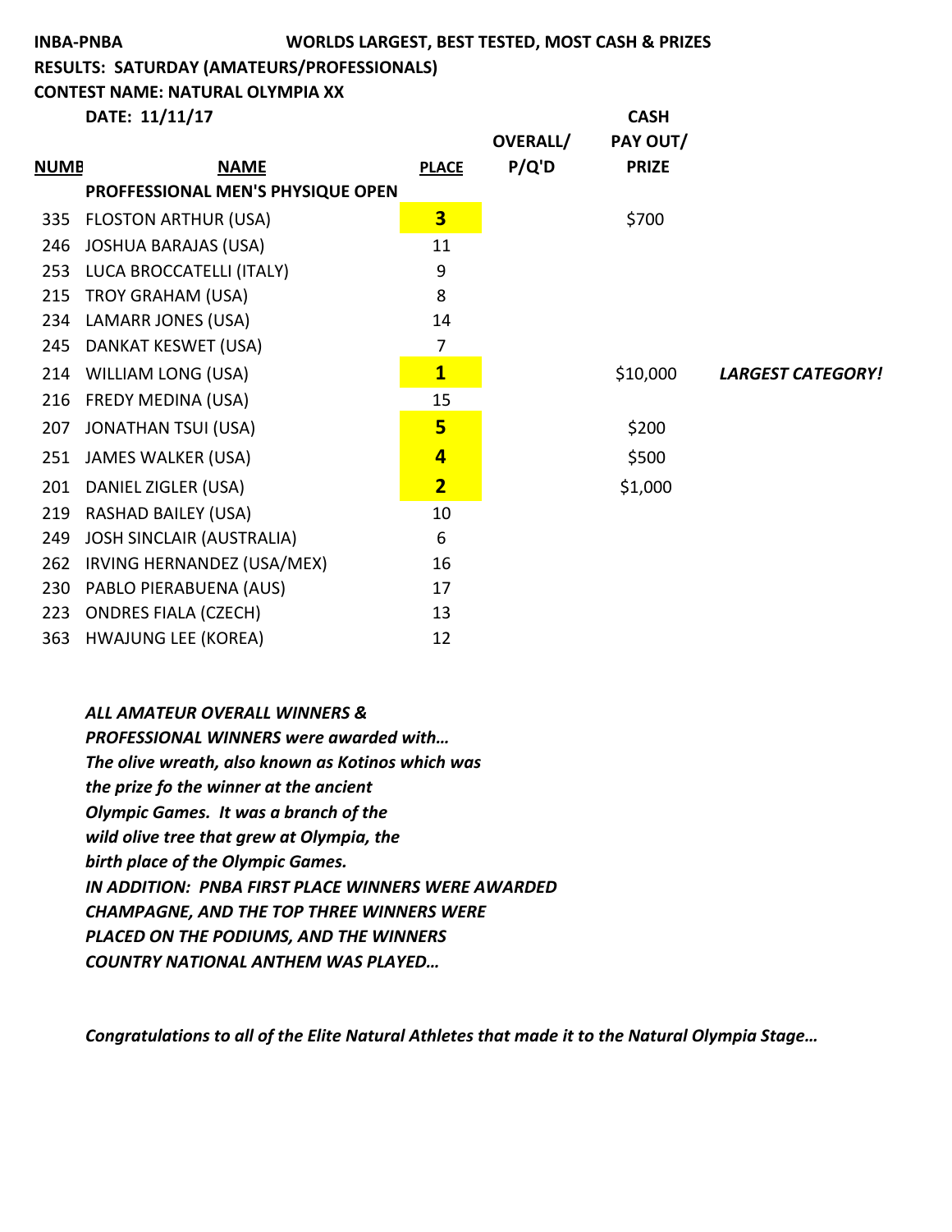**INBA-PNBA** **WORLDS LARGEST, BEST TESTED, MOST CASH & PRIZES**

**RESULTS: SATURDAY (AMATEURS/PROFESSIONALS)**

**CONTEST NAME: NATURAL OLYMPIA XX**

**DATE: 11/11/17**

| NUMB | NAME | PLACE | OVERALL/ P/Q'D | CASH PAY OUT/ PRIZE | |
|---|---|---|---|---|---|
| | **PROFFESSIONAL MEN'S PHYSIQUE OPEN** | | | | |
| 335 | FLOSTON ARTHUR (USA) | **3** | | $700 | |
| 246 | JOSHUA BARAJAS (USA) | 11 | | | |
| 253 | LUCA BROCCATELLI (ITALY) | 9 | | | |
| 215 | TROY GRAHAM (USA) | 8 | | | |
| 234 | LAMARR JONES (USA) | 14 | | | |
| 245 | DANKAT KESWET (USA) | 7 | | | |
| 214 | WILLIAM LONG (USA) | **1** | | $10,000 | ***LARGEST CATEGORY!*** |
| 216 | FREDY MEDINA (USA) | 15 | | | |
| 207 | JONATHAN TSUI (USA) | **5** | | $200 | |
| 251 | JAMES WALKER (USA) | **4** | | $500 | |
| 201 | DANIEL ZIGLER (USA) | **2** | | $1,000 | |
| 219 | RASHAD BAILEY (USA) | 10 | | | |
| 249 | JOSH SINCLAIR (AUSTRALIA) | 6 | | | |
| 262 | IRVING HERNANDEZ (USA/MEX) | 16 | | | |
| 230 | PABLO PIERABUENA (AUS) | 17 | | | |
| 223 | ONDRES FIALA (CZECH) | 13 | | | |
| 363 | HWAJUNG LEE (KOREA) | 12 | | | |

***ALL AMATEUR OVERALL WINNERS & PROFESSIONAL WINNERS were awarded with… The olive wreath, also known as Kotinos which was the prize fo the winner at the ancient Olympic Games. It was a branch of the wild olive tree that grew at Olympia, the birth place of the Olympic Games. IN ADDITION: PNBA FIRST PLACE WINNERS WERE AWARDED CHAMPAGNE, AND THE TOP THREE WINNERS WERE PLACED ON THE PODIUMS, AND THE WINNERS COUNTRY NATIONAL ANTHEM WAS PLAYED…***

***Congratulations to all of the Elite Natural Athletes that made it to the Natural Olympia Stage…***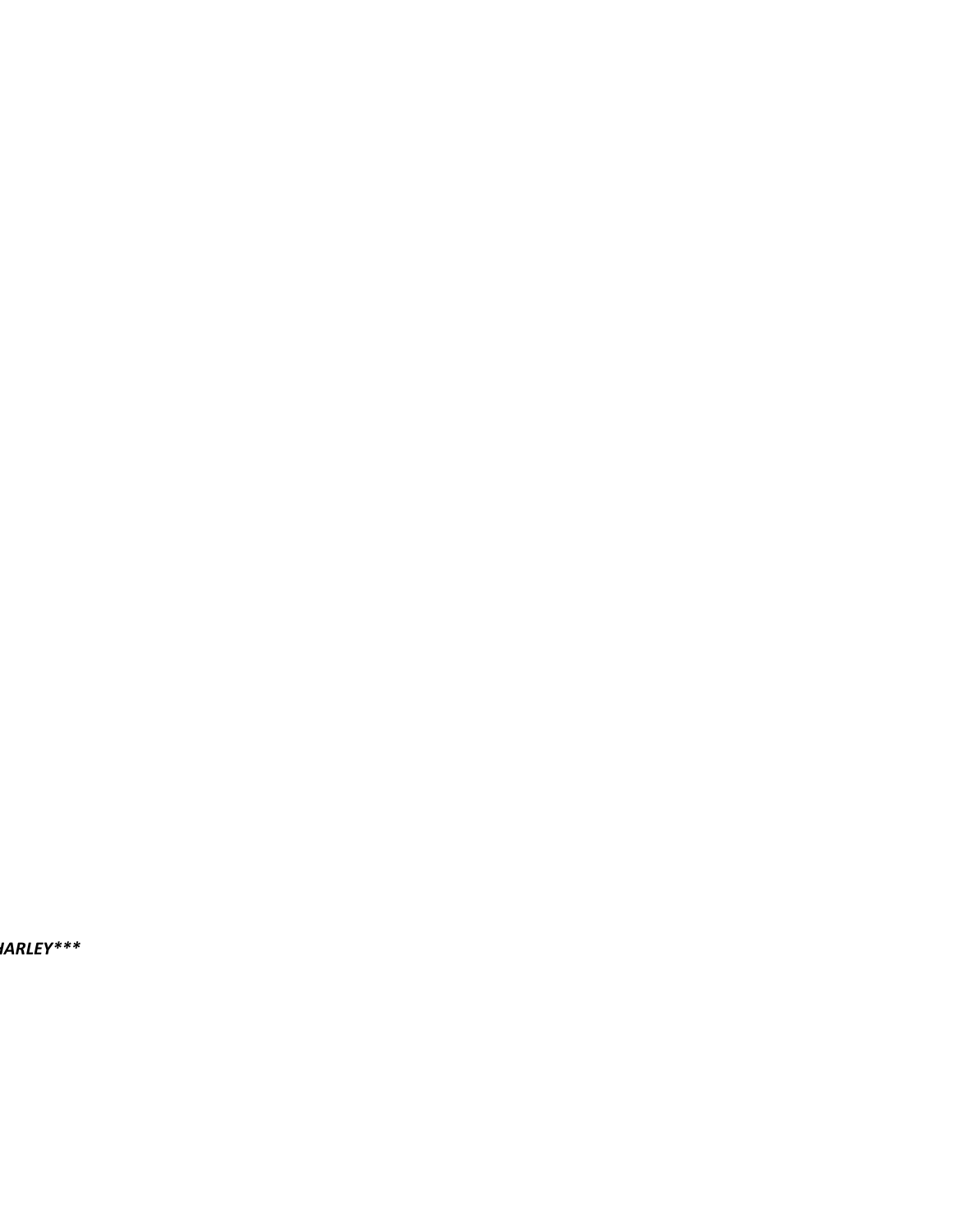***HARLEY***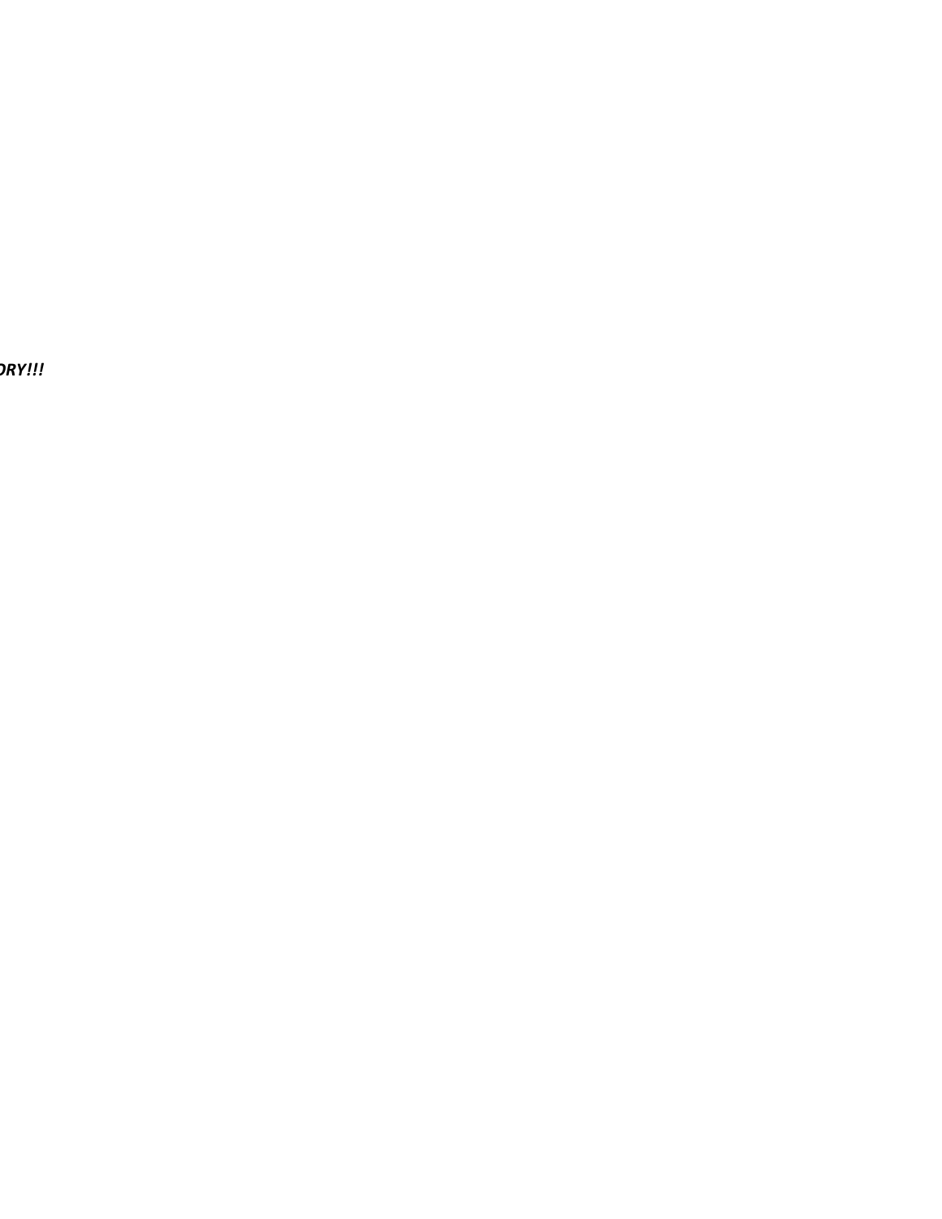***ORY!!!***